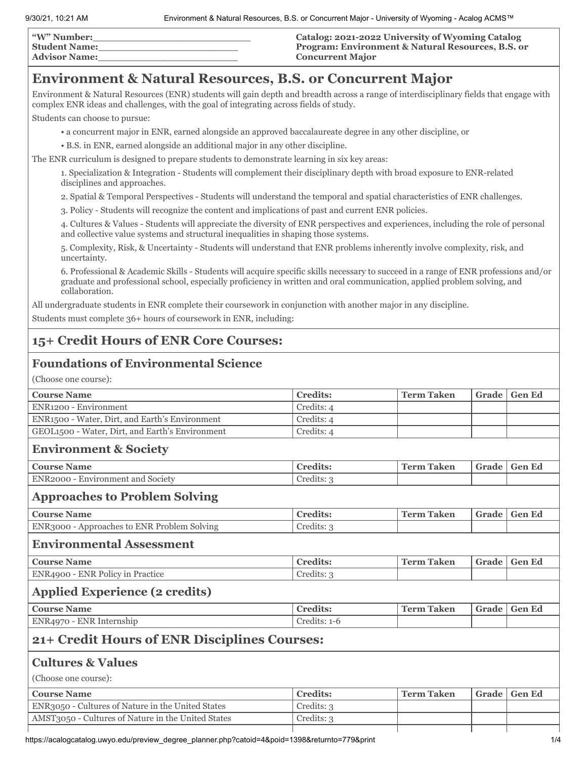| "W" Number:\_\_\_\_\_\_\_\_\_\_\_\_\_\_\_\_\_\_\_\_\_\_\_\_\_\_ | **Catalog: 2021-2022 University of Wyoming Catalog** |
|---|---|
| **Student Name:**\_\_\_\_\_\_\_\_\_\_\_\_\_\_\_\_\_\_\_\_\_\_\_\_ | **Program: Environment & Natural Resources, B.S. or Concurrent Major** |
| **Advisor Name:**\_\_\_\_\_\_\_\_\_\_\_\_\_\_\_\_\_\_\_\_\_\_\_\_ | |

# Environment & Natural Resources, B.S. or Concurrent Major

Environment & Natural Resources (ENR) students will gain depth and breadth across a range of interdisciplinary fields that engage with complex ENR ideas and challenges, with the goal of integrating across fields of study.

Students can choose to pursue:

- a concurrent major in ENR, earned alongside an approved baccalaureate degree in any other discipline, or
- B.S. in ENR, earned alongside an additional major in any other discipline.

The ENR curriculum is designed to prepare students to demonstrate learning in six key areas:

1. Specialization & Integration - Students will complement their disciplinary depth with broad exposure to ENR-related disciplines and approaches.
2. Spatial & Temporal Perspectives - Students will understand the temporal and spatial characteristics of ENR challenges.
3. Policy - Students will recognize the content and implications of past and current ENR policies.
4. Cultures & Values - Students will appreciate the diversity of ENR perspectives and experiences, including the role of personal and collective value systems and structural inequalities in shaping those systems.
5. Complexity, Risk, & Uncertainty - Students will understand that ENR problems inherently involve complexity, risk, and uncertainty.
6. Professional & Academic Skills - Students will acquire specific skills necessary to succeed in a range of ENR professions and/or graduate and professional school, especially proficiency in written and oral communication, applied problem solving, and collaboration.

All undergraduate students in ENR complete their coursework in conjunction with another major in any discipline.

Students must complete 36+ hours of coursework in ENR, including:

## 15+ Credit Hours of ENR Core Courses:

### Foundations of Environmental Science

(Choose one course):

| Course Name | Credits: | Term Taken | Grade | Gen Ed |
|---|---|---|---|---|
| ENR1200 - Environment | Credits: 4 | | | |
| ENR1500 - Water, Dirt, and Earth's Environment | Credits: 4 | | | |
| GEOL1500 - Water, Dirt, and Earth's Environment | Credits: 4 | | | |

### Environment & Society

| Course Name | Credits: | Term Taken | Grade | Gen Ed |
|---|---|---|---|---|
| ENR2000 - Environment and Society | Credits: 3 | | | |

### Approaches to Problem Solving

| Course Name | Credits: | Term Taken | Grade | Gen Ed |
|---|---|---|---|---|
| ENR3000 - Approaches to ENR Problem Solving | Credits: 3 | | | |

### Environmental Assessment

| Course Name | Credits: | Term Taken | Grade | Gen Ed |
|---|---|---|---|---|
| ENR4900 - ENR Policy in Practice | Credits: 3 | | | |

### Applied Experience (2 credits)

| Course Name | Credits: | Term Taken | Grade | Gen Ed |
|---|---|---|---|---|
| ENR4970 - ENR Internship | Credits: 1-6 | | | |

## 21+ Credit Hours of ENR Disciplines Courses:

### Cultures & Values

(Choose one course):

| Course Name | Credits: | Term Taken | Grade | Gen Ed |
|---|---|---|---|---|
| ENR3050 - Cultures of Nature in the United States | Credits: 3 | | | |
| AMST3050 - Cultures of Nature in the United States | Credits: 3 | | | |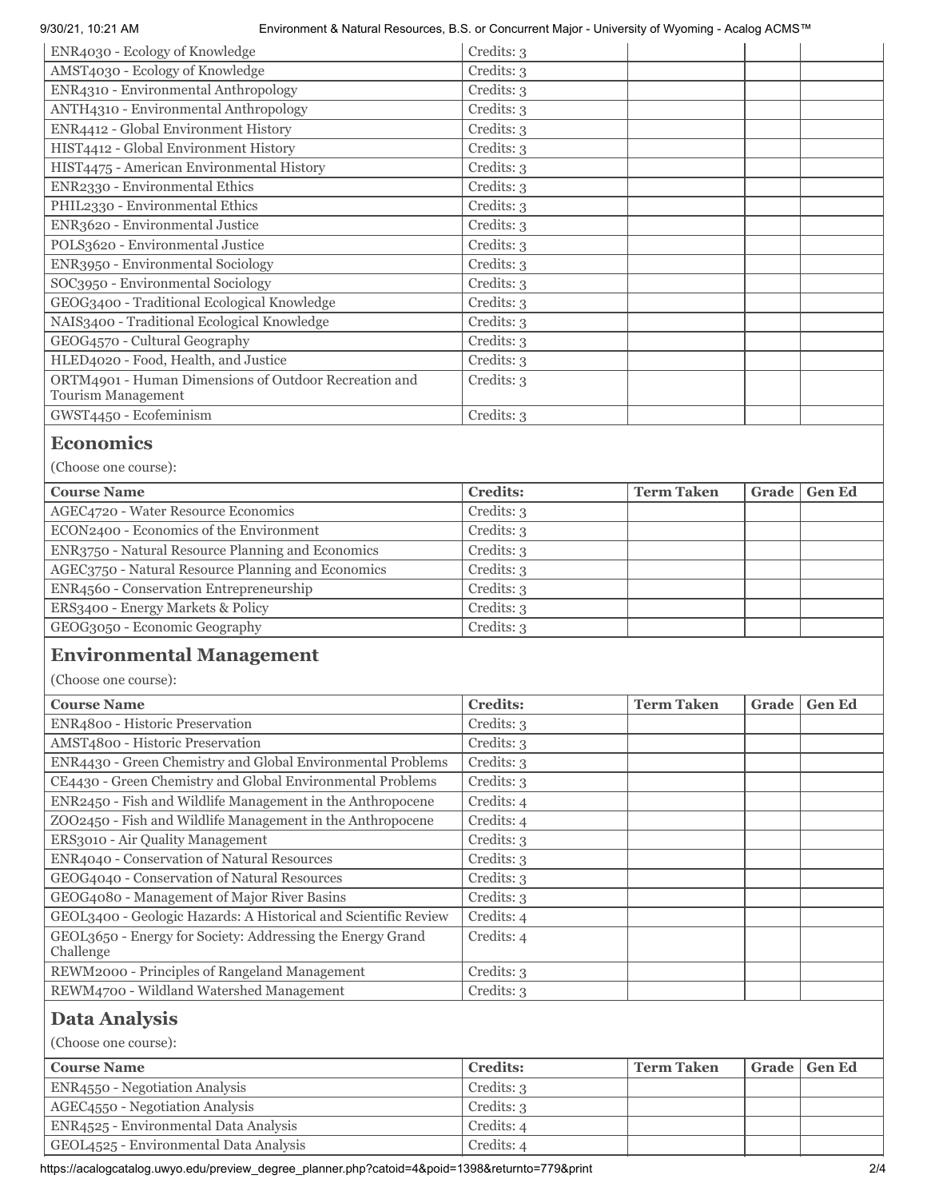| Course Name | Credits: | Term Taken | Grade | Gen Ed |
|---|---|---|---|---|
| ENR4030 - Ecology of Knowledge | Credits: 3 | | | |
| AMST4030 - Ecology of Knowledge | Credits: 3 | | | |
| ENR4310 - Environmental Anthropology | Credits: 3 | | | |
| ANTH4310 - Environmental Anthropology | Credits: 3 | | | |
| ENR4412 - Global Environment History | Credits: 3 | | | |
| HIST4412 - Global Environment History | Credits: 3 | | | |
| HIST4475 - American Environmental History | Credits: 3 | | | |
| ENR2330 - Environmental Ethics | Credits: 3 | | | |
| PHIL2330 - Environmental Ethics | Credits: 3 | | | |
| ENR3620 - Environmental Justice | Credits: 3 | | | |
| POLS3620 - Environmental Justice | Credits: 3 | | | |
| ENR3950 - Environmental Sociology | Credits: 3 | | | |
| SOC3950 - Environmental Sociology | Credits: 3 | | | |
| GEOG3400 - Traditional Ecological Knowledge | Credits: 3 | | | |
| NAIS3400 - Traditional Ecological Knowledge | Credits: 3 | | | |
| GEOG4570 - Cultural Geography | Credits: 3 | | | |
| HLED4020 - Food, Health, and Justice | Credits: 3 | | | |
| ORTM4901 - Human Dimensions of Outdoor Recreation and Tourism Management | Credits: 3 | | | |
| GWST4450 - Ecofeminism | Credits: 3 | | | |

## Economics

(Choose one course):

| Course Name | Credits: | Term Taken | Grade | Gen Ed |
|---|---|---|---|---|
| AGEC4720 - Water Resource Economics | Credits: 3 | | | |
| ECON2400 - Economics of the Environment | Credits: 3 | | | |
| ENR3750 - Natural Resource Planning and Economics | Credits: 3 | | | |
| AGEC3750 - Natural Resource Planning and Economics | Credits: 3 | | | |
| ENR4560 - Conservation Entrepreneurship | Credits: 3 | | | |
| ERS3400 - Energy Markets & Policy | Credits: 3 | | | |
| GEOG3050 - Economic Geography | Credits: 3 | | | |

## Environmental Management

(Choose one course):

| Course Name | Credits: | Term Taken | Grade | Gen Ed |
|---|---|---|---|---|
| ENR4800 - Historic Preservation | Credits: 3 | | | |
| AMST4800 - Historic Preservation | Credits: 3 | | | |
| ENR4430 - Green Chemistry and Global Environmental Problems | Credits: 3 | | | |
| CE4430 - Green Chemistry and Global Environmental Problems | Credits: 3 | | | |
| ENR2450 - Fish and Wildlife Management in the Anthropocene | Credits: 4 | | | |
| ZOO2450 - Fish and Wildlife Management in the Anthropocene | Credits: 4 | | | |
| ERS3010 - Air Quality Management | Credits: 3 | | | |
| ENR4040 - Conservation of Natural Resources | Credits: 3 | | | |
| GEOG4040 - Conservation of Natural Resources | Credits: 3 | | | |
| GEOG4080 - Management of Major River Basins | Credits: 3 | | | |
| GEOL3400 - Geologic Hazards: A Historical and Scientific Review | Credits: 4 | | | |
| GEOL3650 - Energy for Society: Addressing the Energy Grand Challenge | Credits: 4 | | | |
| REWM2000 - Principles of Rangeland Management | Credits: 3 | | | |
| REWM4700 - Wildland Watershed Management | Credits: 3 | | | |

## Data Analysis

(Choose one course):

| Course Name | Credits: | Term Taken | Grade | Gen Ed |
|---|---|---|---|---|
| ENR4550 - Negotiation Analysis | Credits: 3 | | | |
| AGEC4550 - Negotiation Analysis | Credits: 3 | | | |
| ENR4525 - Environmental Data Analysis | Credits: 4 | | | |
| GEOL4525 - Environmental Data Analysis | Credits: 4 | | | |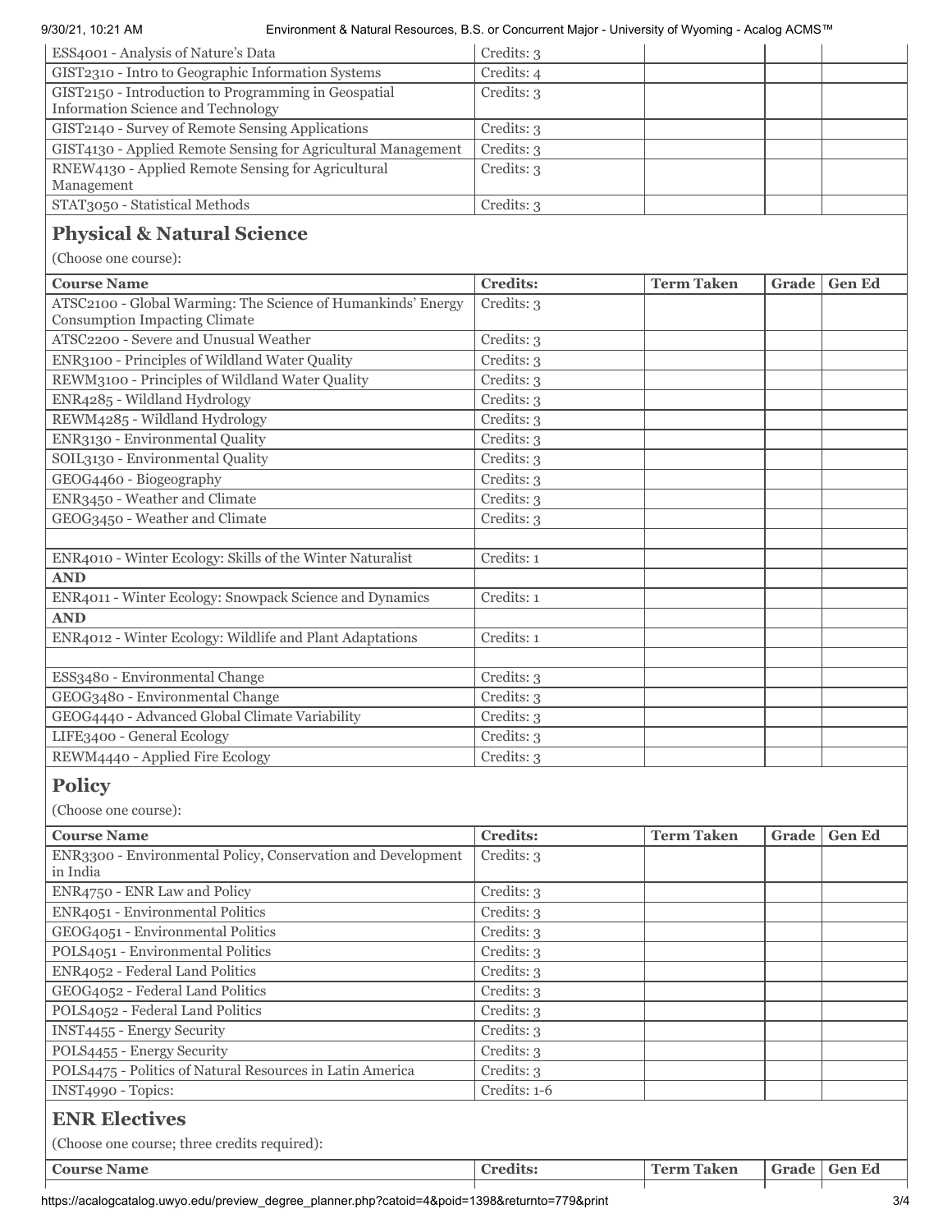| Course Name | Credits: | Term Taken | Grade | Gen Ed |
|---|---|---|---|---|
| ESS4001 - Analysis of Nature's Data | Credits: 3 | | | |
| GIST2310 - Intro to Geographic Information Systems | Credits: 4 | | | |
| GIST2150 - Introduction to Programming in Geospatial Information Science and Technology | Credits: 3 | | | |
| GIST2140 - Survey of Remote Sensing Applications | Credits: 3 | | | |
| GIST4130 - Applied Remote Sensing for Agricultural Management | Credits: 3 | | | |
| RNEW4130 - Applied Remote Sensing for Agricultural Management | Credits: 3 | | | |
| STAT3050 - Statistical Methods | Credits: 3 | | | |

## Physical & Natural Science

(Choose one course):

| Course Name | Credits: | Term Taken | Grade | Gen Ed |
|---|---|---|---|---|
| ATSC2100 - Global Warming: The Science of Humankinds' Energy Consumption Impacting Climate | Credits: 3 | | | |
| ATSC2200 - Severe and Unusual Weather | Credits: 3 | | | |
| ENR3100 - Principles of Wildland Water Quality | Credits: 3 | | | |
| REWM3100 - Principles of Wildland Water Quality | Credits: 3 | | | |
| ENR4285 - Wildland Hydrology | Credits: 3 | | | |
| REWM4285 - Wildland Hydrology | Credits: 3 | | | |
| ENR3130 - Environmental Quality | Credits: 3 | | | |
| SOIL3130 - Environmental Quality | Credits: 3 | | | |
| GEOG4460 - Biogeography | Credits: 3 | | | |
| ENR3450 - Weather and Climate | Credits: 3 | | | |
| GEOG3450 - Weather and Climate | Credits: 3 | | | |
| | | | | |
| ENR4010 - Winter Ecology: Skills of the Winter Naturalist | Credits: 1 | | | |
| **AND** | | | | |
| ENR4011 - Winter Ecology: Snowpack Science and Dynamics | Credits: 1 | | | |
| **AND** | | | | |
| ENR4012 - Winter Ecology: Wildlife and Plant Adaptations | Credits: 1 | | | |
| | | | | |
| ESS3480 - Environmental Change | Credits: 3 | | | |
| GEOG3480 - Environmental Change | Credits: 3 | | | |
| GEOG4440 - Advanced Global Climate Variability | Credits: 3 | | | |
| LIFE3400 - General Ecology | Credits: 3 | | | |
| REWM4440 - Applied Fire Ecology | Credits: 3 | | | |

## Policy

(Choose one course):

| Course Name | Credits: | Term Taken | Grade | Gen Ed |
|---|---|---|---|---|
| ENR3300 - Environmental Policy, Conservation and Development in India | Credits: 3 | | | |
| ENR4750 - ENR Law and Policy | Credits: 3 | | | |
| ENR4051 - Environmental Politics | Credits: 3 | | | |
| GEOG4051 - Environmental Politics | Credits: 3 | | | |
| POLS4051 - Environmental Politics | Credits: 3 | | | |
| ENR4052 - Federal Land Politics | Credits: 3 | | | |
| GEOG4052 - Federal Land Politics | Credits: 3 | | | |
| POLS4052 - Federal Land Politics | Credits: 3 | | | |
| INST4455 - Energy Security | Credits: 3 | | | |
| POLS4455 - Energy Security | Credits: 3 | | | |
| POLS4475 - Politics of Natural Resources in Latin America | Credits: 3 | | | |
| INST4990 - Topics: | Credits: 1-6 | | | |

## ENR Electives

(Choose one course; three credits required):

| Course Name | Credits: | Term Taken | Grade | Gen Ed |
|---|---|---|---|---|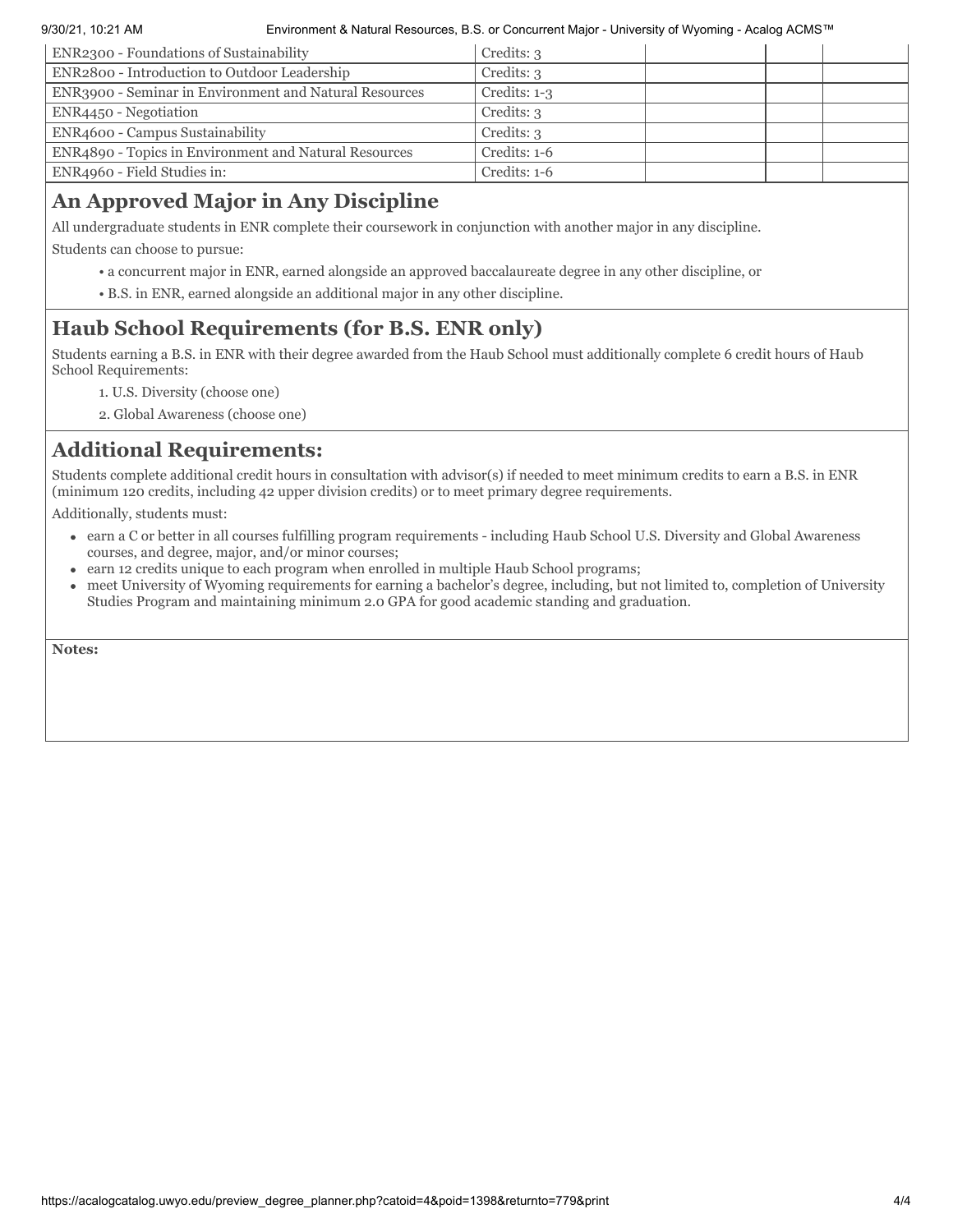| | | | | |
|---|---|---|---|---|
| ENR2300 - Foundations of Sustainability | Credits: 3 | | | |
| ENR2800 - Introduction to Outdoor Leadership | Credits: 3 | | | |
| ENR3900 - Seminar in Environment and Natural Resources | Credits: 1-3 | | | |
| ENR4450 - Negotiation | Credits: 3 | | | |
| ENR4600 - Campus Sustainability | Credits: 3 | | | |
| ENR4890 - Topics in Environment and Natural Resources | Credits: 1-6 | | | |
| ENR4960 - Field Studies in: | Credits: 1-6 | | | |

## An Approved Major in Any Discipline

All undergraduate students in ENR complete their coursework in conjunction with another major in any discipline.

Students can choose to pursue:

- a concurrent major in ENR, earned alongside an approved baccalaureate degree in any other discipline, or
- B.S. in ENR, earned alongside an additional major in any other discipline.

## Haub School Requirements (for B.S. ENR only)

Students earning a B.S. in ENR with their degree awarded from the Haub School must additionally complete 6 credit hours of Haub School Requirements:

1. U.S. Diversity (choose one)
2. Global Awareness (choose one)

## Additional Requirements:

Students complete additional credit hours in consultation with advisor(s) if needed to meet minimum credits to earn a B.S. in ENR (minimum 120 credits, including 42 upper division credits) or to meet primary degree requirements.

Additionally, students must:

- earn a C or better in all courses fulfilling program requirements - including Haub School U.S. Diversity and Global Awareness courses, and degree, major, and/or minor courses;
- earn 12 credits unique to each program when enrolled in multiple Haub School programs;
- meet University of Wyoming requirements for earning a bachelor's degree, including, but not limited to, completion of University Studies Program and maintaining minimum 2.0 GPA for good academic standing and graduation.

**Notes:**